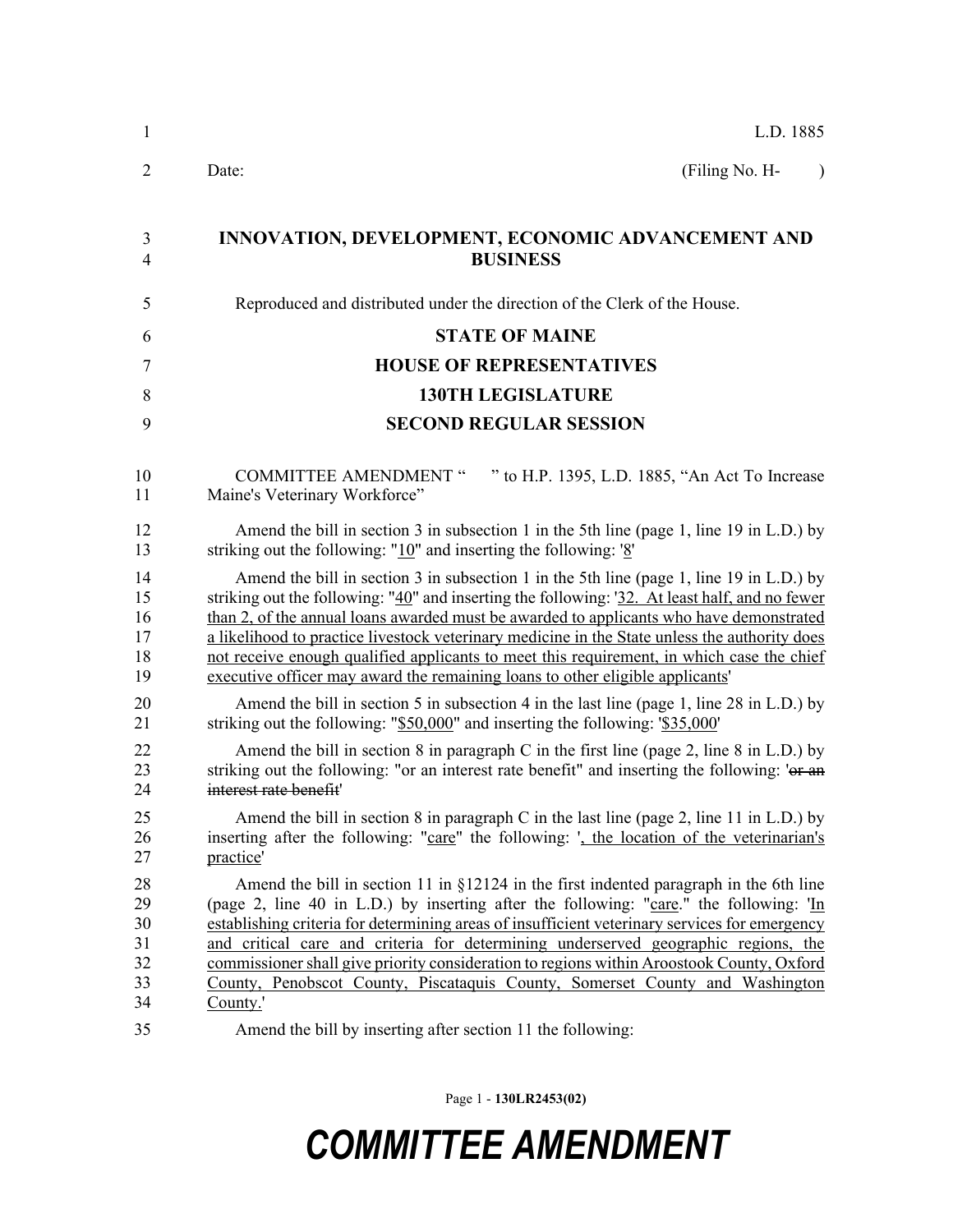L.D. 1885

Date: (Filing No. H- )

**INNOVATION, DEVELOPMENT, ECONOMIC ADVANCEMENT AND BUSINESS**

Reproduced and distributed under the direction of the Clerk of the House.

**STATE OF MAINE**

**HOUSE OF REPRESENTATIVES**

**130TH LEGISLATURE**

**SECOND REGULAR SESSION**

COMMITTEE AMENDMENT " " to H.P. 1395, L.D. 1885, "An Act To Increase Maine's Veterinary Workforce"

Amend the bill in section 3 in subsection 1 in the 5th line (page 1, line 19 in L.D.) by striking out the following: "10" and inserting the following: '8'

Amend the bill in section 3 in subsection 1 in the 5th line (page 1, line 19 in L.D.) by striking out the following: "40" and inserting the following: '32. At least half, and no fewer than 2, of the annual loans awarded must be awarded to applicants who have demonstrated a likelihood to practice livestock veterinary medicine in the State unless the authority does not receive enough qualified applicants to meet this requirement, in which case the chief executive officer may award the remaining loans to other eligible applicants'

Amend the bill in section 5 in subsection 4 in the last line (page 1, line 28 in L.D.) by striking out the following: "$50,000" and inserting the following: '$35,000'

Amend the bill in section 8 in paragraph C in the first line (page 2, line 8 in L.D.) by striking out the following: "or an interest rate benefit" and inserting the following: '~~or an interest rate benefit~~'

Amend the bill in section 8 in paragraph C in the last line (page 2, line 11 in L.D.) by inserting after the following: "care" the following: ', the location of the veterinarian's practice'

Amend the bill in section 11 in §12124 in the first indented paragraph in the 6th line (page 2, line 40 in L.D.) by inserting after the following: "care." the following: 'In establishing criteria for determining areas of insufficient veterinary services for emergency and critical care and criteria for determining underserved geographic regions, the commissioner shall give priority consideration to regions within Aroostook County, Oxford County, Penobscot County, Piscataquis County, Somerset County and Washington County.'

Amend the bill by inserting after section 11 the following: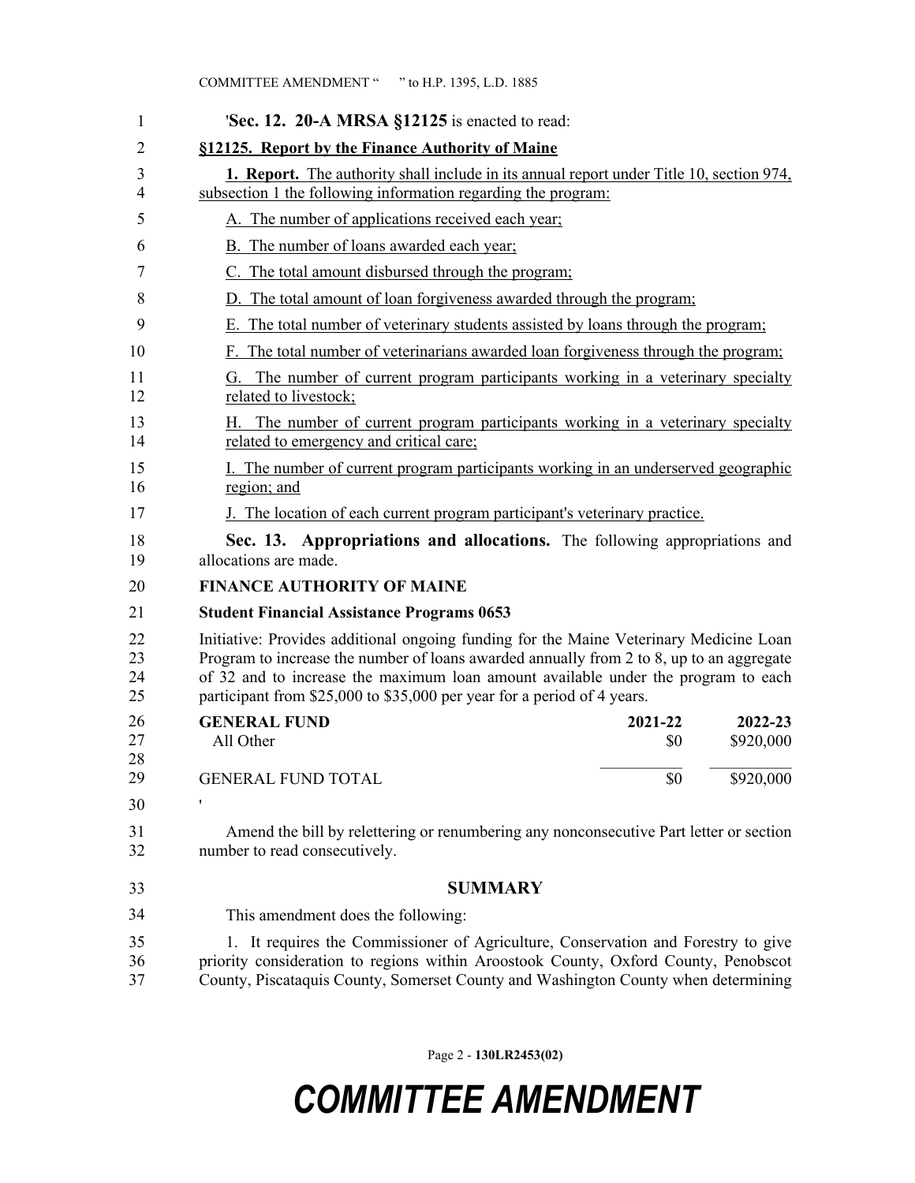'**Sec. 12. 20-A MRSA §12125** is enacted to read:

**§12125. Report by the Finance Authority of Maine**

**1. Report.** The authority shall include in its annual report under Title 10, section 974, subsection 1 the following information regarding the program:

A. The number of applications received each year;

B. The number of loans awarded each year;

C. The total amount disbursed through the program;

D. The total amount of loan forgiveness awarded through the program;

E. The total number of veterinary students assisted by loans through the program;

F. The total number of veterinarians awarded loan forgiveness through the program;

G. The number of current program participants working in a veterinary specialty related to livestock;

H. The number of current program participants working in a veterinary specialty related to emergency and critical care;

I. The number of current program participants working in an underserved geographic region; and

J. The location of each current program participant's veterinary practice.

**Sec. 13. Appropriations and allocations.** The following appropriations and allocations are made.

**FINANCE AUTHORITY OF MAINE**

**Student Financial Assistance Programs 0653**

Initiative: Provides additional ongoing funding for the Maine Veterinary Medicine Loan Program to increase the number of loans awarded annually from 2 to 8, up to an aggregate of 32 and to increase the maximum loan amount available under the program to each participant from $25,000 to $35,000 per year for a period of 4 years.

| GENERAL FUND | 2021-22 | 2022-23 |
|---|---|---|
| All Other | $0 | $920,000 |
| GENERAL FUND TOTAL | $0 | $920,000 |

'

Amend the bill by relettering or renumbering any nonconsecutive Part letter or section number to read consecutively.

## SUMMARY

This amendment does the following:

1. It requires the Commissioner of Agriculture, Conservation and Forestry to give priority consideration to regions within Aroostook County, Oxford County, Penobscot County, Piscataquis County, Somerset County and Washington County when determining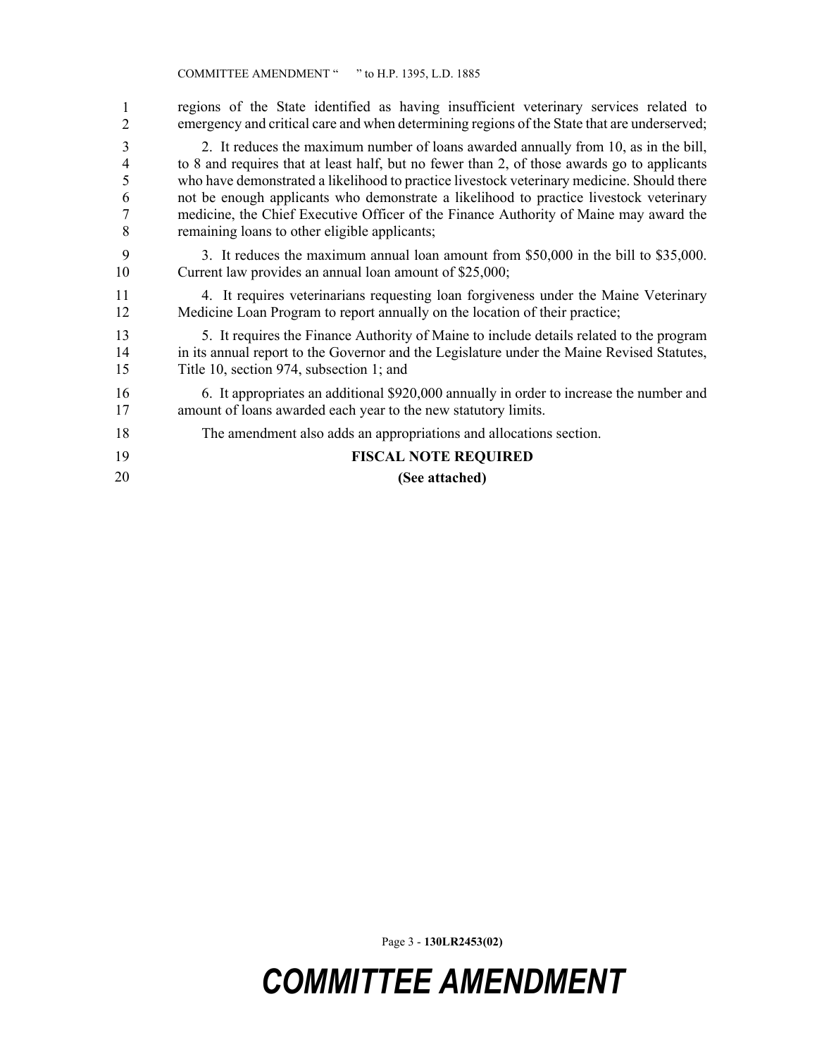regions of the State identified as having insufficient veterinary services related to emergency and critical care and when determining regions of the State that are underserved;

2. It reduces the maximum number of loans awarded annually from 10, as in the bill, to 8 and requires that at least half, but no fewer than 2, of those awards go to applicants who have demonstrated a likelihood to practice livestock veterinary medicine. Should there not be enough applicants who demonstrate a likelihood to practice livestock veterinary medicine, the Chief Executive Officer of the Finance Authority of Maine may award the remaining loans to other eligible applicants;

3. It reduces the maximum annual loan amount from $50,000 in the bill to $35,000. Current law provides an annual loan amount of $25,000;

4. It requires veterinarians requesting loan forgiveness under the Maine Veterinary Medicine Loan Program to report annually on the location of their practice;

5. It requires the Finance Authority of Maine to include details related to the program in its annual report to the Governor and the Legislature under the Maine Revised Statutes, Title 10, section 974, subsection 1; and

6. It appropriates an additional $920,000 annually in order to increase the number and amount of loans awarded each year to the new statutory limits.

The amendment also adds an appropriations and allocations section.

**FISCAL NOTE REQUIRED**

**(See attached)**

***COMMITTEE AMENDMENT***